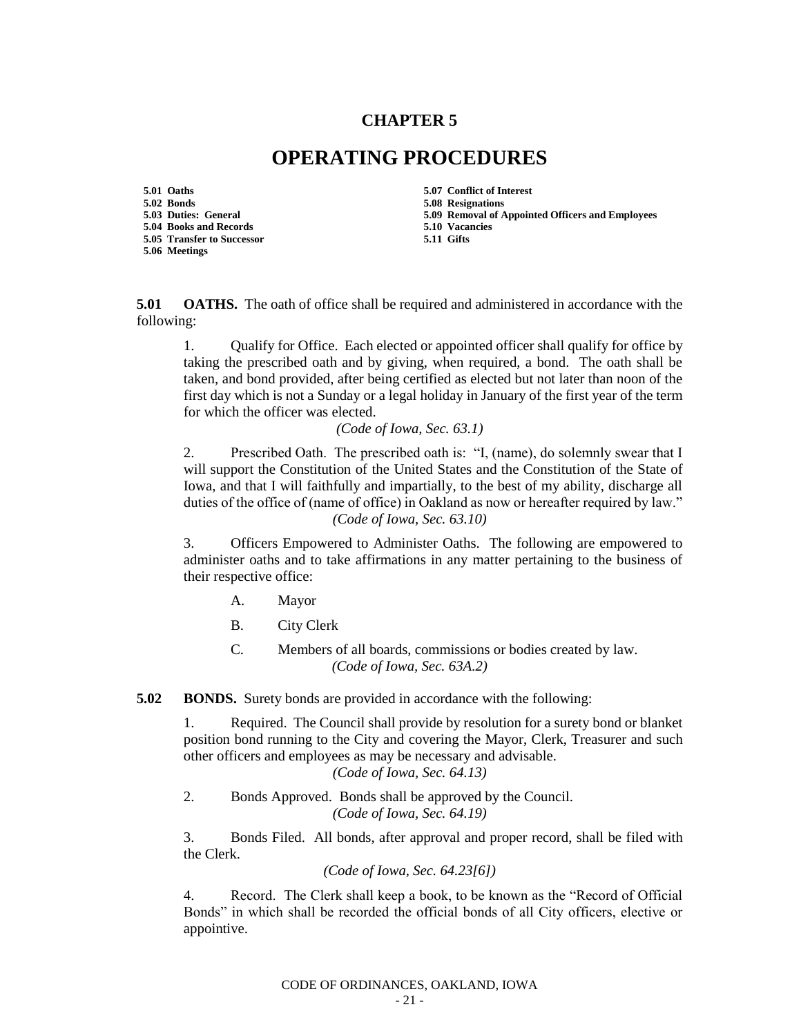# CHAPTER 5

# OPERATING PROCEDURES

**5.01 Oaths**
**5.02 Bonds**
**5.03 Duties: General**
**5.04 Books and Records**
**5.05 Transfer to Successor**
**5.06 Meetings**
**5.07 Conflict of Interest**
**5.08 Resignations**
**5.09 Removal of Appointed Officers and Employees**
**5.10 Vacancies**
**5.11 Gifts**

**5.01 OATHS.** The oath of office shall be required and administered in accordance with the following:

1. Qualify for Office. Each elected or appointed officer shall qualify for office by taking the prescribed oath and by giving, when required, a bond. The oath shall be taken, and bond provided, after being certified as elected but not later than noon of the first day which is not a Sunday or a legal holiday in January of the first year of the term for which the officer was elected.
*(Code of Iowa, Sec. 63.1)*

2. Prescribed Oath. The prescribed oath is: "I, (name), do solemnly swear that I will support the Constitution of the United States and the Constitution of the State of Iowa, and that I will faithfully and impartially, to the best of my ability, discharge all duties of the office of (name of office) in Oakland as now or hereafter required by law."
*(Code of Iowa, Sec. 63.10)*

3. Officers Empowered to Administer Oaths. The following are empowered to administer oaths and to take affirmations in any matter pertaining to the business of their respective office:

   A. Mayor

   B. City Clerk

   C. Members of all boards, commissions or bodies created by law.
   *(Code of Iowa, Sec. 63A.2)*

**5.02 BONDS.** Surety bonds are provided in accordance with the following:

1. Required. The Council shall provide by resolution for a surety bond or blanket position bond running to the City and covering the Mayor, Clerk, Treasurer and such other officers and employees as may be necessary and advisable.
*(Code of Iowa, Sec. 64.13)*

2. Bonds Approved. Bonds shall be approved by the Council.
*(Code of Iowa, Sec. 64.19)*

3. Bonds Filed. All bonds, after approval and proper record, shall be filed with the Clerk.
*(Code of Iowa, Sec. 64.23[6])*

4. Record. The Clerk shall keep a book, to be known as the "Record of Official Bonds" in which shall be recorded the official bonds of all City officers, elective or appointive.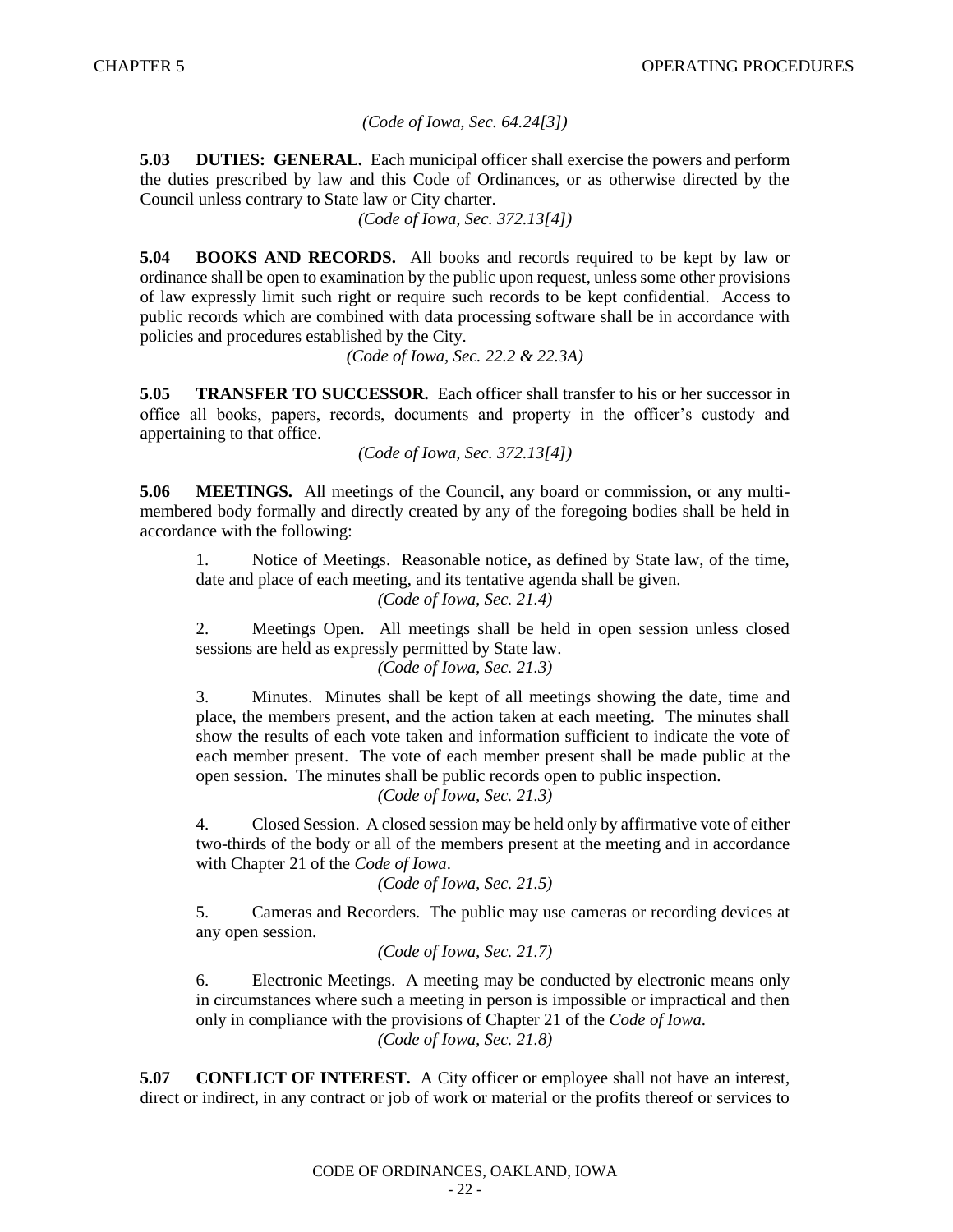*(Code of Iowa, Sec. 64.24[3])*

**5.03 DUTIES: GENERAL.** Each municipal officer shall exercise the powers and perform the duties prescribed by law and this Code of Ordinances, or as otherwise directed by the Council unless contrary to State law or City charter.

*(Code of Iowa, Sec. 372.13[4])*

**5.04 BOOKS AND RECORDS.** All books and records required to be kept by law or ordinance shall be open to examination by the public upon request, unless some other provisions of law expressly limit such right or require such records to be kept confidential. Access to public records which are combined with data processing software shall be in accordance with policies and procedures established by the City.

*(Code of Iowa, Sec. 22.2 & 22.3A)*

**5.05 TRANSFER TO SUCCESSOR.** Each officer shall transfer to his or her successor in office all books, papers, records, documents and property in the officer's custody and appertaining to that office.

*(Code of Iowa, Sec. 372.13[4])*

**5.06 MEETINGS.** All meetings of the Council, any board or commission, or any multi-membered body formally and directly created by any of the foregoing bodies shall be held in accordance with the following:

1. Notice of Meetings. Reasonable notice, as defined by State law, of the time, date and place of each meeting, and its tentative agenda shall be given.

   *(Code of Iowa, Sec. 21.4)*

2. Meetings Open. All meetings shall be held in open session unless closed sessions are held as expressly permitted by State law.

   *(Code of Iowa, Sec. 21.3)*

3. Minutes. Minutes shall be kept of all meetings showing the date, time and place, the members present, and the action taken at each meeting. The minutes shall show the results of each vote taken and information sufficient to indicate the vote of each member present. The vote of each member present shall be made public at the open session. The minutes shall be public records open to public inspection.

   *(Code of Iowa, Sec. 21.3)*

4. Closed Session. A closed session may be held only by affirmative vote of either two-thirds of the body or all of the members present at the meeting and in accordance with Chapter 21 of the *Code of Iowa*.

   *(Code of Iowa, Sec. 21.5)*

5. Cameras and Recorders. The public may use cameras or recording devices at any open session.

   *(Code of Iowa, Sec. 21.7)*

6. Electronic Meetings. A meeting may be conducted by electronic means only in circumstances where such a meeting in person is impossible or impractical and then only in compliance with the provisions of Chapter 21 of the *Code of Iowa*.

   *(Code of Iowa, Sec. 21.8)*

**5.07 CONFLICT OF INTEREST.** A City officer or employee shall not have an interest, direct or indirect, in any contract or job of work or material or the profits thereof or services to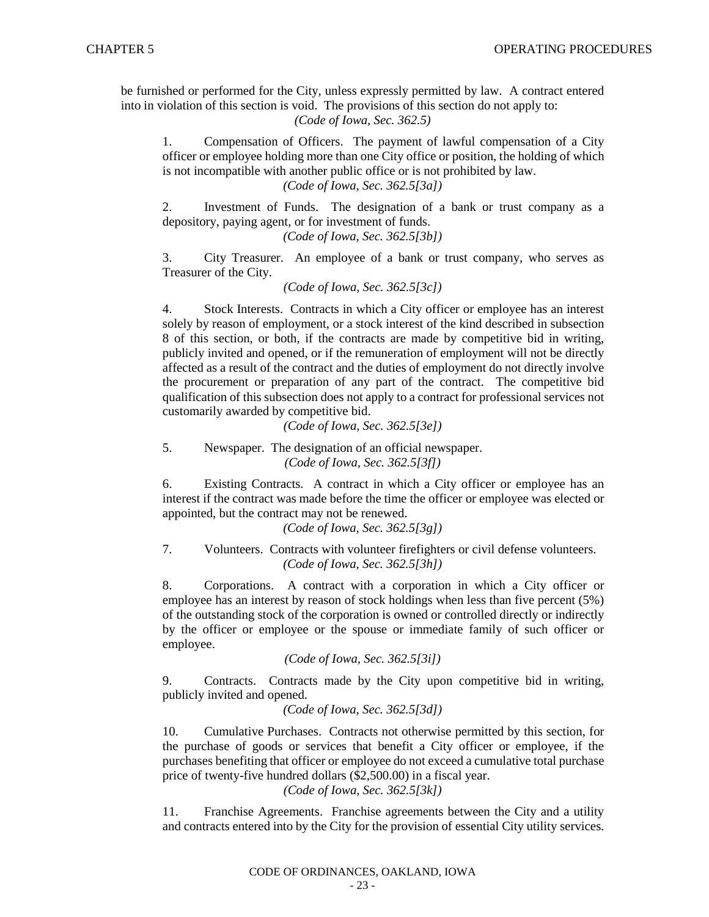be furnished or performed for the City, unless expressly permitted by law. A contract entered into in violation of this section is void. The provisions of this section do not apply to:

*(Code of Iowa, Sec. 362.5)*

1. Compensation of Officers. The payment of lawful compensation of a City officer or employee holding more than one City office or position, the holding of which is not incompatible with another public office or is not prohibited by law.

   *(Code of Iowa, Sec. 362.5[3a])*

2. Investment of Funds. The designation of a bank or trust company as a depository, paying agent, or for investment of funds.

   *(Code of Iowa, Sec. 362.5[3b])*

3. City Treasurer. An employee of a bank or trust company, who serves as Treasurer of the City.

   *(Code of Iowa, Sec. 362.5[3c])*

4. Stock Interests. Contracts in which a City officer or employee has an interest solely by reason of employment, or a stock interest of the kind described in subsection 8 of this section, or both, if the contracts are made by competitive bid in writing, publicly invited and opened, or if the remuneration of employment will not be directly affected as a result of the contract and the duties of employment do not directly involve the procurement or preparation of any part of the contract. The competitive bid qualification of this subsection does not apply to a contract for professional services not customarily awarded by competitive bid.

   *(Code of Iowa, Sec. 362.5[3e])*

5. Newspaper. The designation of an official newspaper.

   *(Code of Iowa, Sec. 362.5[3f])*

6. Existing Contracts. A contract in which a City officer or employee has an interest if the contract was made before the time the officer or employee was elected or appointed, but the contract may not be renewed.

   *(Code of Iowa, Sec. 362.5[3g])*

7. Volunteers. Contracts with volunteer firefighters or civil defense volunteers.

   *(Code of Iowa, Sec. 362.5[3h])*

8. Corporations. A contract with a corporation in which a City officer or employee has an interest by reason of stock holdings when less than five percent (5%) of the outstanding stock of the corporation is owned or controlled directly or indirectly by the officer or employee or the spouse or immediate family of such officer or employee.

   *(Code of Iowa, Sec. 362.5[3i])*

9. Contracts. Contracts made by the City upon competitive bid in writing, publicly invited and opened.

   *(Code of Iowa, Sec. 362.5[3d])*

10. Cumulative Purchases. Contracts not otherwise permitted by this section, for the purchase of goods or services that benefit a City officer or employee, if the purchases benefiting that officer or employee do not exceed a cumulative total purchase price of twenty-five hundred dollars ($2,500.00) in a fiscal year.

    *(Code of Iowa, Sec. 362.5[3k])*

11. Franchise Agreements. Franchise agreements between the City and a utility and contracts entered into by the City for the provision of essential City utility services.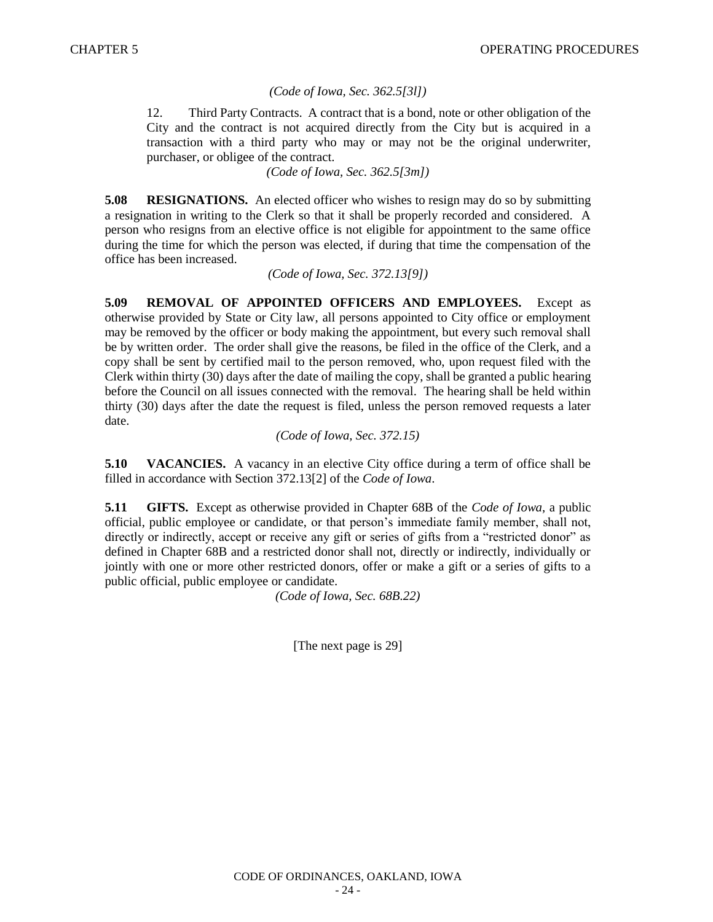*(Code of Iowa, Sec. 362.5[3l])*

12. Third Party Contracts. A contract that is a bond, note or other obligation of the City and the contract is not acquired directly from the City but is acquired in a transaction with a third party who may or may not be the original underwriter, purchaser, or obligee of the contract.

*(Code of Iowa, Sec. 362.5[3m])*

**5.08 RESIGNATIONS.** An elected officer who wishes to resign may do so by submitting a resignation in writing to the Clerk so that it shall be properly recorded and considered. A person who resigns from an elective office is not eligible for appointment to the same office during the time for which the person was elected, if during that time the compensation of the office has been increased.

*(Code of Iowa, Sec. 372.13[9])*

**5.09 REMOVAL OF APPOINTED OFFICERS AND EMPLOYEES.** Except as otherwise provided by State or City law, all persons appointed to City office or employment may be removed by the officer or body making the appointment, but every such removal shall be by written order. The order shall give the reasons, be filed in the office of the Clerk, and a copy shall be sent by certified mail to the person removed, who, upon request filed with the Clerk within thirty (30) days after the date of mailing the copy, shall be granted a public hearing before the Council on all issues connected with the removal. The hearing shall be held within thirty (30) days after the date the request is filed, unless the person removed requests a later date.

*(Code of Iowa, Sec. 372.15)*

**5.10 VACANCIES.** A vacancy in an elective City office during a term of office shall be filled in accordance with Section 372.13[2] of the *Code of Iowa*.

**5.11 GIFTS.** Except as otherwise provided in Chapter 68B of the *Code of Iowa*, a public official, public employee or candidate, or that person's immediate family member, shall not, directly or indirectly, accept or receive any gift or series of gifts from a "restricted donor" as defined in Chapter 68B and a restricted donor shall not, directly or indirectly, individually or jointly with one or more other restricted donors, offer or make a gift or a series of gifts to a public official, public employee or candidate.

*(Code of Iowa, Sec. 68B.22)*

[The next page is 29]